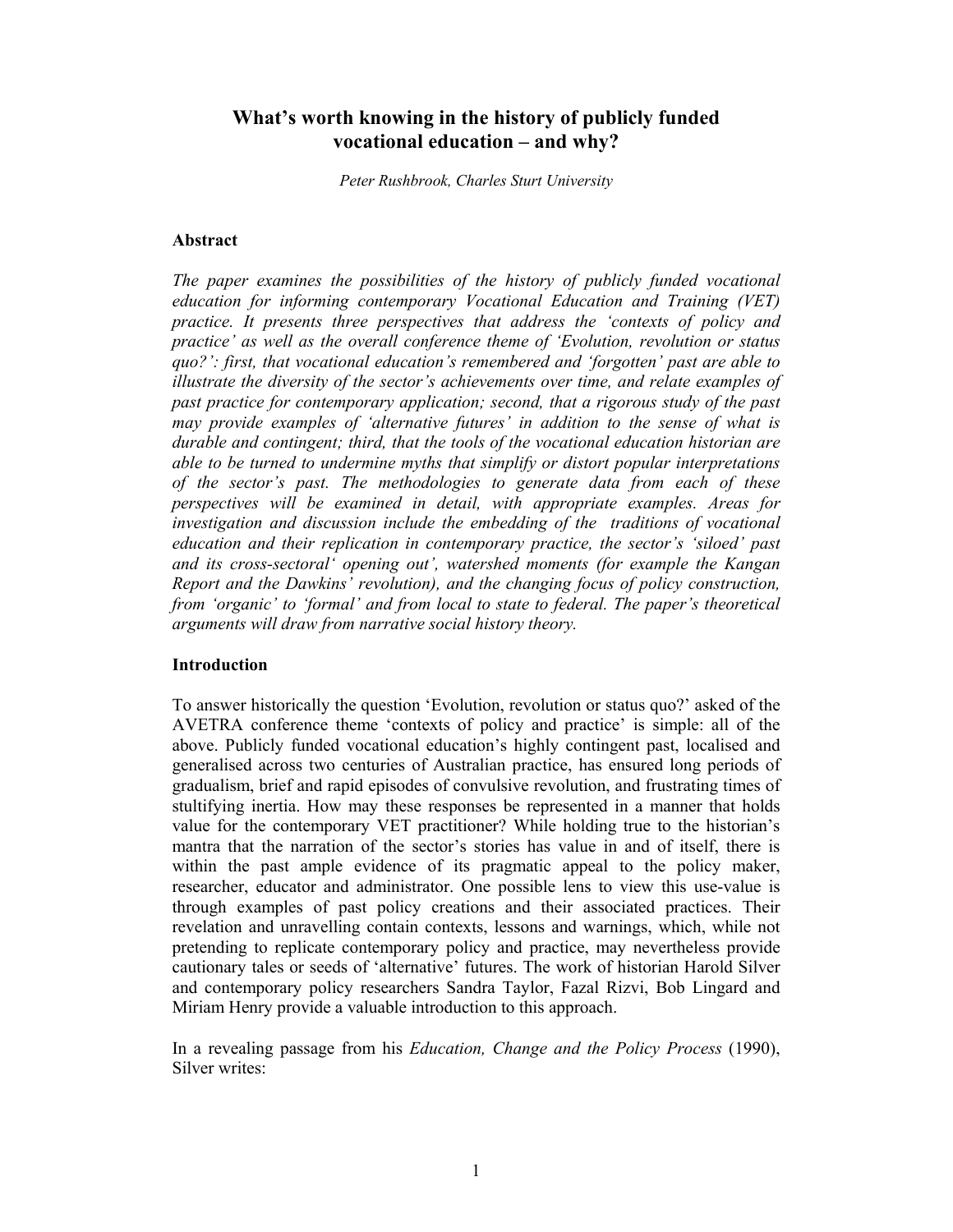# What's worth knowing in the history of publicly funded vocational education – and why?

*Peter Rushbrook, Charles Sturt University*

## Abstract

*The paper examines the possibilities of the history of publicly funded vocational education for informing contemporary Vocational Education and Training (VET) practice. It presents three perspectives that address the 'contexts of policy and practice' as well as the overall conference theme of 'Evolution, revolution or status quo?': first, that vocational education's remembered and 'forgotten' past are able to illustrate the diversity of the sector's achievements over time, and relate examples of past practice for contemporary application; second, that a rigorous study of the past may provide examples of 'alternative futures' in addition to the sense of what is durable and contingent; third, that the tools of the vocational education historian are able to be turned to undermine myths that simplify or distort popular interpretations of the sector's past. The methodologies to generate data from each of these perspectives will be examined in detail, with appropriate examples. Areas for investigation and discussion include the embedding of the traditions of vocational education and their replication in contemporary practice, the sector's 'siloed' past and its cross-sectoral' opening out', watershed moments (for example the Kangan Report and the Dawkins' revolution), and the changing focus of policy construction, from 'organic' to 'formal' and from local to state to federal. The paper's theoretical arguments will draw from narrative social history theory.*

## Introduction

To answer historically the question 'Evolution, revolution or status quo?' asked of the AVETRA conference theme 'contexts of policy and practice' is simple: all of the above. Publicly funded vocational education's highly contingent past, localised and generalised across two centuries of Australian practice, has ensured long periods of gradualism, brief and rapid episodes of convulsive revolution, and frustrating times of stultifying inertia. How may these responses be represented in a manner that holds value for the contemporary VET practitioner? While holding true to the historian's mantra that the narration of the sector's stories has value in and of itself, there is within the past ample evidence of its pragmatic appeal to the policy maker, researcher, educator and administrator. One possible lens to view this use-value is through examples of past policy creations and their associated practices. Their revelation and unravelling contain contexts, lessons and warnings, which, while not pretending to replicate contemporary policy and practice, may nevertheless provide cautionary tales or seeds of 'alternative' futures. The work of historian Harold Silver and contemporary policy researchers Sandra Taylor, Fazal Rizvi, Bob Lingard and Miriam Henry provide a valuable introduction to this approach.

In a revealing passage from his *Education, Change and the Policy Process* (1990), Silver writes: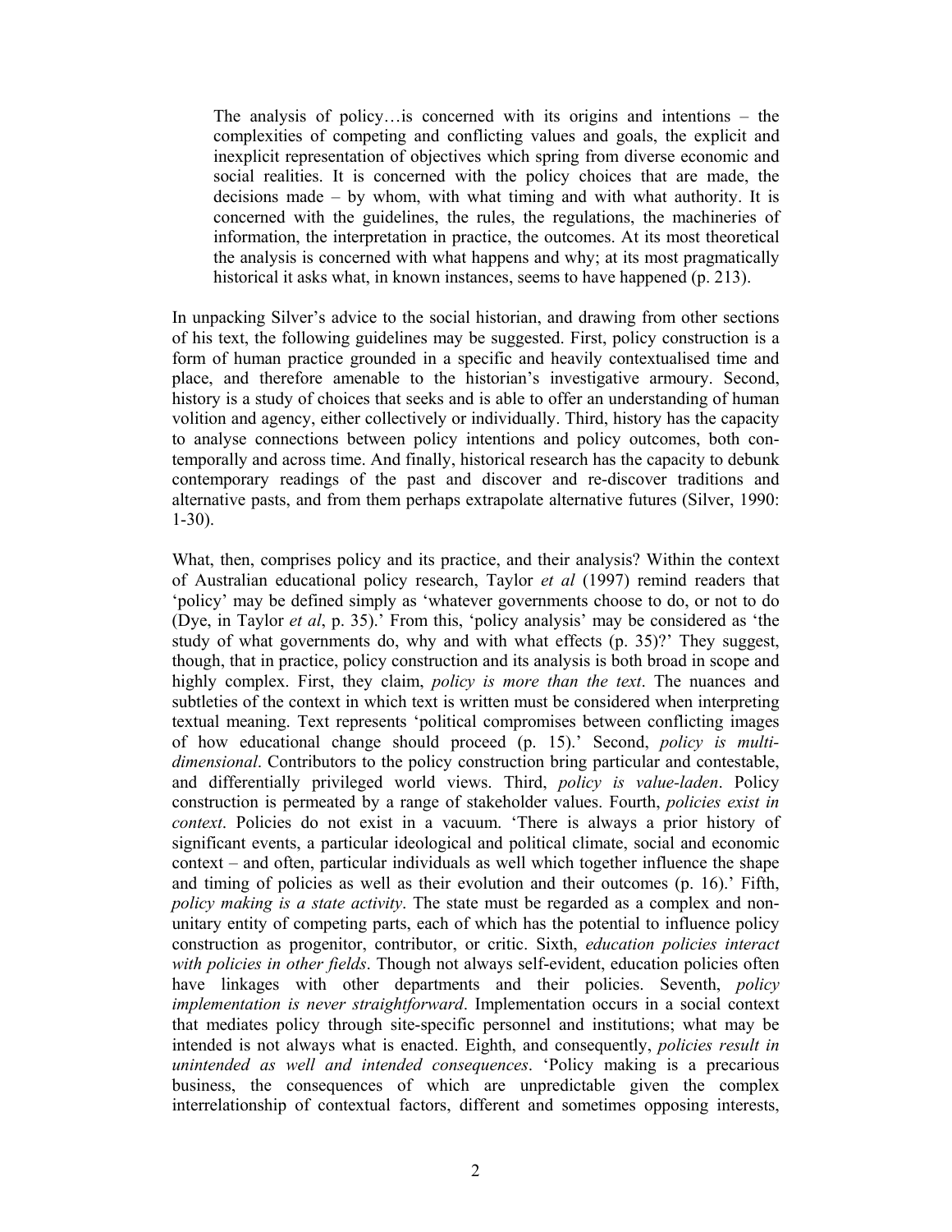> The analysis of policy…is concerned with its origins and intentions – the complexities of competing and conflicting values and goals, the explicit and inexplicit representation of objectives which spring from diverse economic and social realities. It is concerned with the policy choices that are made, the decisions made – by whom, with what timing and with what authority. It is concerned with the guidelines, the rules, the regulations, the machineries of information, the interpretation in practice, the outcomes. At its most theoretical the analysis is concerned with what happens and why; at its most pragmatically historical it asks what, in known instances, seems to have happened (p. 213).

In unpacking Silver's advice to the social historian, and drawing from other sections of his text, the following guidelines may be suggested. First, policy construction is a form of human practice grounded in a specific and heavily contextualised time and place, and therefore amenable to the historian's investigative armoury. Second, history is a study of choices that seeks and is able to offer an understanding of human volition and agency, either collectively or individually. Third, history has the capacity to analyse connections between policy intentions and policy outcomes, both contemporally and across time. And finally, historical research has the capacity to debunk contemporary readings of the past and discover and re-discover traditions and alternative pasts, and from them perhaps extrapolate alternative futures (Silver, 1990: 1-30).

What, then, comprises policy and its practice, and their analysis? Within the context of Australian educational policy research, Taylor *et al* (1997) remind readers that 'policy' may be defined simply as 'whatever governments choose to do, or not to do (Dye, in Taylor *et al*, p. 35).' From this, 'policy analysis' may be considered as 'the study of what governments do, why and with what effects (p. 35)?' They suggest, though, that in practice, policy construction and its analysis is both broad in scope and highly complex. First, they claim, *policy is more than the text*. The nuances and subtleties of the context in which text is written must be considered when interpreting textual meaning. Text represents 'political compromises between conflicting images of how educational change should proceed (p. 15).' Second, *policy is multi-dimensional*. Contributors to the policy construction bring particular and contestable, and differentially privileged world views. Third, *policy is value-laden*. Policy construction is permeated by a range of stakeholder values. Fourth, *policies exist in context*. Policies do not exist in a vacuum. 'There is always a prior history of significant events, a particular ideological and political climate, social and economic context – and often, particular individuals as well which together influence the shape and timing of policies as well as their evolution and their outcomes (p. 16).' Fifth, *policy making is a state activity*. The state must be regarded as a complex and non-unitary entity of competing parts, each of which has the potential to influence policy construction as progenitor, contributor, or critic. Sixth, *education policies interact with policies in other fields*. Though not always self-evident, education policies often have linkages with other departments and their policies. Seventh, *policy implementation is never straightforward*. Implementation occurs in a social context that mediates policy through site-specific personnel and institutions; what may be intended is not always what is enacted. Eighth, and consequently, *policies result in unintended as well and intended consequences*. 'Policy making is a precarious business, the consequences of which are unpredictable given the complex interrelationship of contextual factors, different and sometimes opposing interests,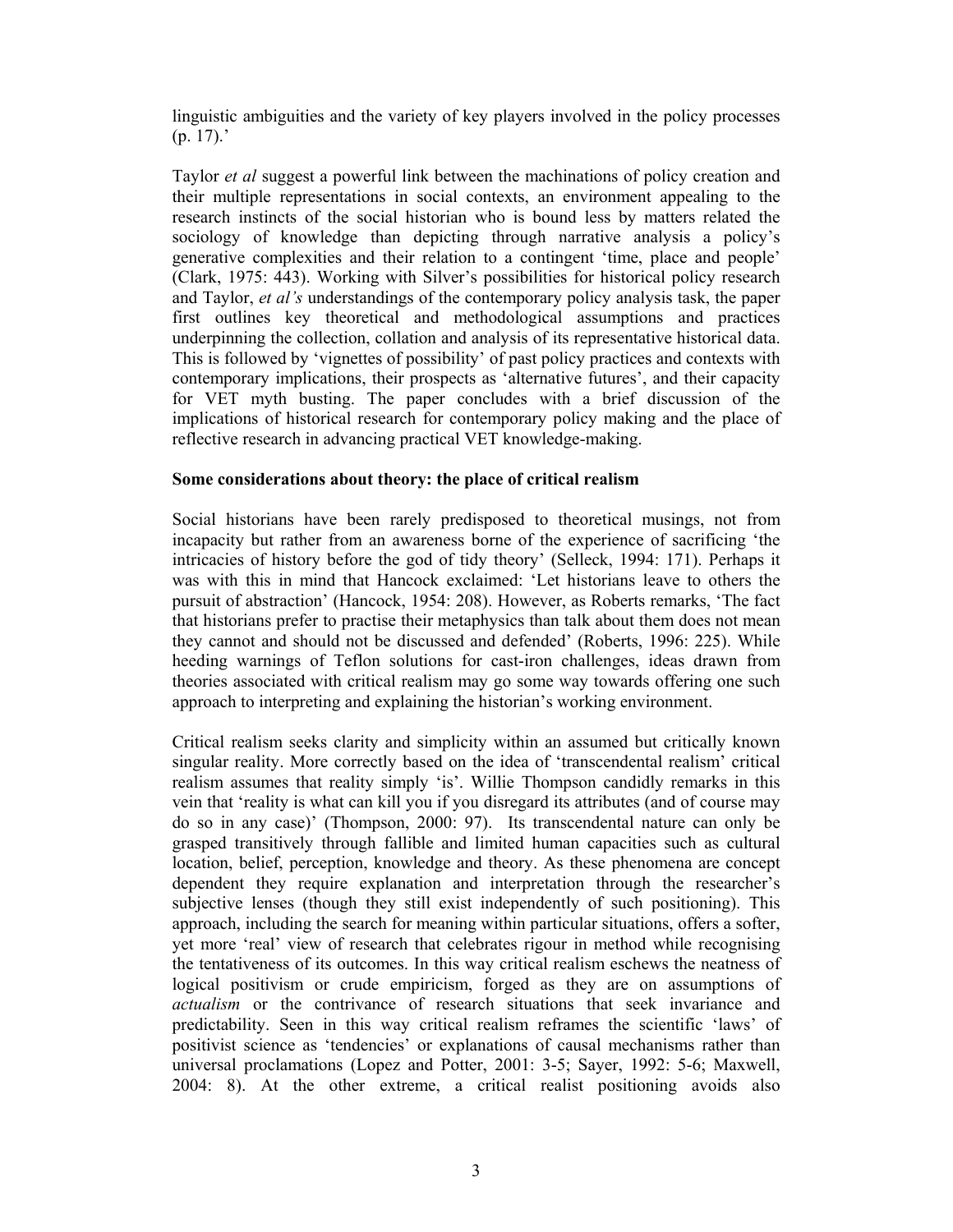linguistic ambiguities and the variety of key players involved in the policy processes (p. 17).'

Taylor *et al* suggest a powerful link between the machinations of policy creation and their multiple representations in social contexts, an environment appealing to the research instincts of the social historian who is bound less by matters related the sociology of knowledge than depicting through narrative analysis a policy's generative complexities and their relation to a contingent 'time, place and people' (Clark, 1975: 443). Working with Silver's possibilities for historical policy research and Taylor, *et al's* understandings of the contemporary policy analysis task, the paper first outlines key theoretical and methodological assumptions and practices underpinning the collection, collation and analysis of its representative historical data. This is followed by 'vignettes of possibility' of past policy practices and contexts with contemporary implications, their prospects as 'alternative futures', and their capacity for VET myth busting. The paper concludes with a brief discussion of the implications of historical research for contemporary policy making and the place of reflective research in advancing practical VET knowledge-making.

**Some considerations about theory: the place of critical realism**

Social historians have been rarely predisposed to theoretical musings, not from incapacity but rather from an awareness borne of the experience of sacrificing 'the intricacies of history before the god of tidy theory' (Selleck, 1994: 171). Perhaps it was with this in mind that Hancock exclaimed: 'Let historians leave to others the pursuit of abstraction' (Hancock, 1954: 208). However, as Roberts remarks, 'The fact that historians prefer to practise their metaphysics than talk about them does not mean they cannot and should not be discussed and defended' (Roberts, 1996: 225). While heeding warnings of Teflon solutions for cast-iron challenges, ideas drawn from theories associated with critical realism may go some way towards offering one such approach to interpreting and explaining the historian's working environment.

Critical realism seeks clarity and simplicity within an assumed but critically known singular reality. More correctly based on the idea of 'transcendental realism' critical realism assumes that reality simply 'is'. Willie Thompson candidly remarks in this vein that 'reality is what can kill you if you disregard its attributes (and of course may do so in any case)' (Thompson, 2000: 97). Its transcendental nature can only be grasped transitively through fallible and limited human capacities such as cultural location, belief, perception, knowledge and theory. As these phenomena are concept dependent they require explanation and interpretation through the researcher's subjective lenses (though they still exist independently of such positioning). This approach, including the search for meaning within particular situations, offers a softer, yet more 'real' view of research that celebrates rigour in method while recognising the tentativeness of its outcomes. In this way critical realism eschews the neatness of logical positivism or crude empiricism, forged as they are on assumptions of *actualism* or the contrivance of research situations that seek invariance and predictability. Seen in this way critical realism reframes the scientific 'laws' of positivist science as 'tendencies' or explanations of causal mechanisms rather than universal proclamations (Lopez and Potter, 2001: 3-5; Sayer, 1992: 5-6; Maxwell, 2004: 8). At the other extreme, a critical realist positioning avoids also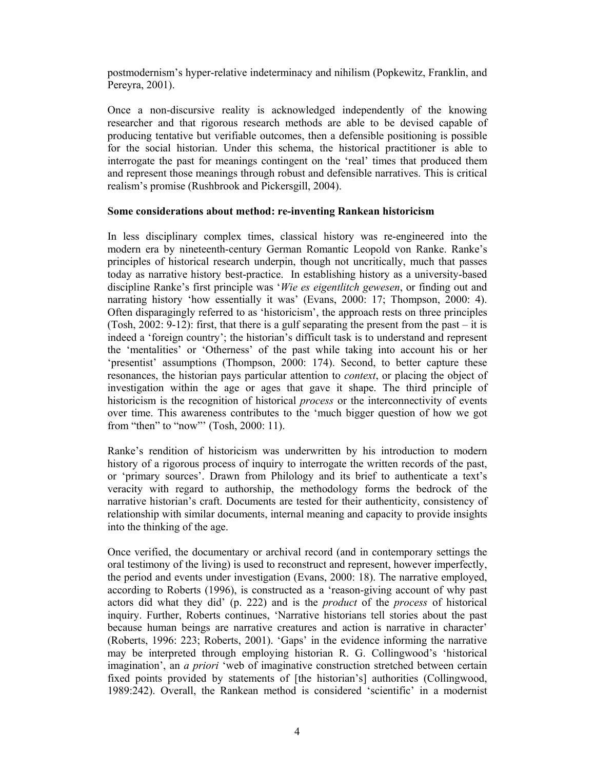postmodernism's hyper-relative indeterminacy and nihilism (Popkewitz, Franklin, and Pereyra, 2001).

Once a non-discursive reality is acknowledged independently of the knowing researcher and that rigorous research methods are able to be devised capable of producing tentative but verifiable outcomes, then a defensible positioning is possible for the social historian. Under this schema, the historical practitioner is able to interrogate the past for meanings contingent on the 'real' times that produced them and represent those meanings through robust and defensible narratives. This is critical realism's promise (Rushbrook and Pickersgill, 2004).

**Some considerations about method: re-inventing Rankean historicism**

In less disciplinary complex times, classical history was re-engineered into the modern era by nineteenth-century German Romantic Leopold von Ranke. Ranke's principles of historical research underpin, though not uncritically, much that passes today as narrative history best-practice. In establishing history as a university-based discipline Ranke's first principle was '*Wie es eigentlitch gewesen*, or finding out and narrating history 'how essentially it was' (Evans, 2000: 17; Thompson, 2000: 4). Often disparagingly referred to as 'historicism', the approach rests on three principles (Tosh, 2002: 9-12): first, that there is a gulf separating the present from the past – it is indeed a 'foreign country'; the historian's difficult task is to understand and represent the 'mentalities' or 'Otherness' of the past while taking into account his or her 'presentist' assumptions (Thompson, 2000: 174). Second, to better capture these resonances, the historian pays particular attention to *context*, or placing the object of investigation within the age or ages that gave it shape. The third principle of historicism is the recognition of historical *process* or the interconnectivity of events over time. This awareness contributes to the 'much bigger question of how we got from "then" to "now"' (Tosh, 2000: 11).

Ranke's rendition of historicism was underwritten by his introduction to modern history of a rigorous process of inquiry to interrogate the written records of the past, or 'primary sources'. Drawn from Philology and its brief to authenticate a text's veracity with regard to authorship, the methodology forms the bedrock of the narrative historian's craft. Documents are tested for their authenticity, consistency of relationship with similar documents, internal meaning and capacity to provide insights into the thinking of the age.

Once verified, the documentary or archival record (and in contemporary settings the oral testimony of the living) is used to reconstruct and represent, however imperfectly, the period and events under investigation (Evans, 2000: 18). The narrative employed, according to Roberts (1996), is constructed as a 'reason-giving account of why past actors did what they did' (p. 222) and is the *product* of the *process* of historical inquiry. Further, Roberts continues, 'Narrative historians tell stories about the past because human beings are narrative creatures and action is narrative in character' (Roberts, 1996: 223; Roberts, 2001). 'Gaps' in the evidence informing the narrative may be interpreted through employing historian R. G. Collingwood's 'historical imagination', an *a priori* 'web of imaginative construction stretched between certain fixed points provided by statements of [the historian's] authorities (Collingwood, 1989:242). Overall, the Rankean method is considered 'scientific' in a modernist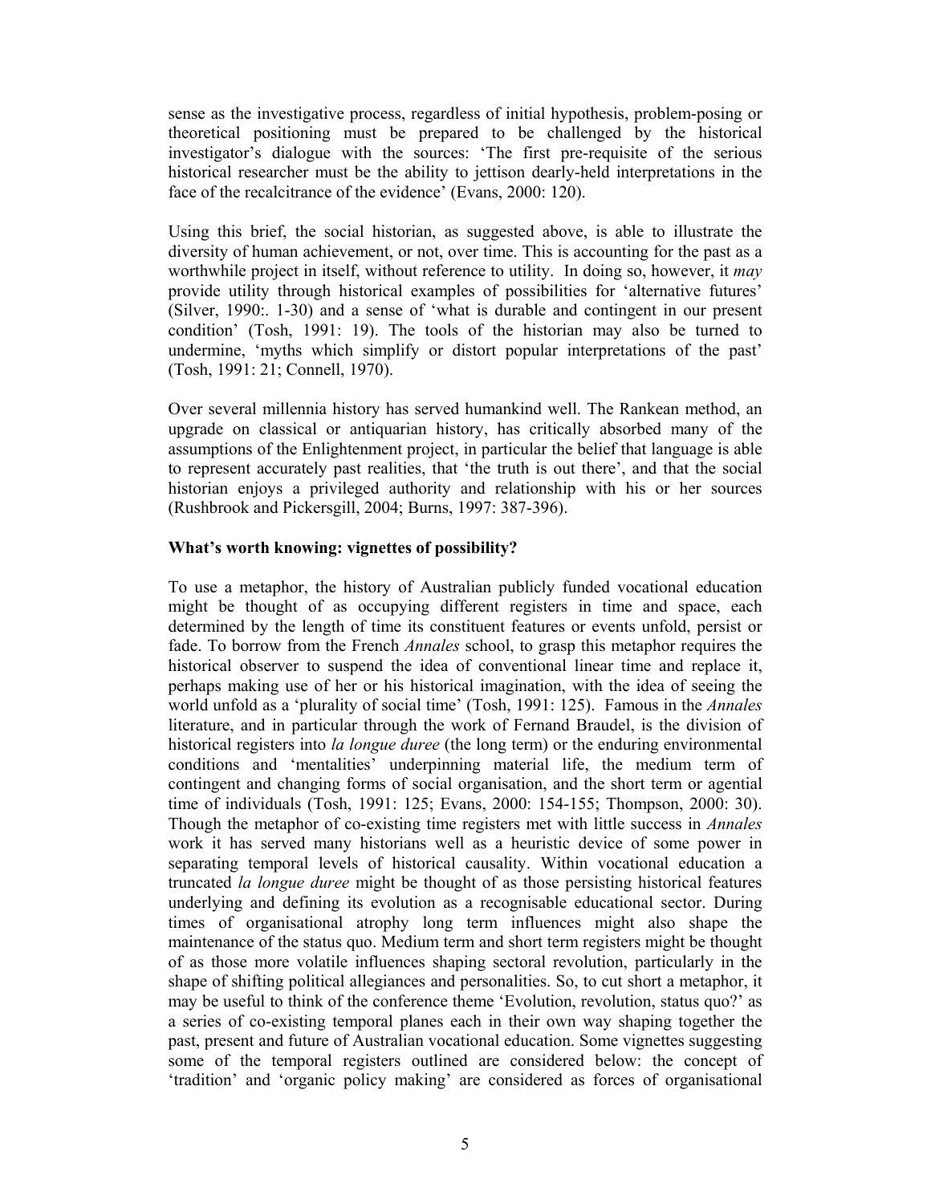sense as the investigative process, regardless of initial hypothesis, problem-posing or theoretical positioning must be prepared to be challenged by the historical investigator's dialogue with the sources: 'The first pre-requisite of the serious historical researcher must be the ability to jettison dearly-held interpretations in the face of the recalcitrance of the evidence' (Evans, 2000: 120).

Using this brief, the social historian, as suggested above, is able to illustrate the diversity of human achievement, or not, over time. This is accounting for the past as a worthwhile project in itself, without reference to utility. In doing so, however, it *may* provide utility through historical examples of possibilities for 'alternative futures' (Silver, 1990:. 1-30) and a sense of 'what is durable and contingent in our present condition' (Tosh, 1991: 19). The tools of the historian may also be turned to undermine, 'myths which simplify or distort popular interpretations of the past' (Tosh, 1991: 21; Connell, 1970).

Over several millennia history has served humankind well. The Rankean method, an upgrade on classical or antiquarian history, has critically absorbed many of the assumptions of the Enlightenment project, in particular the belief that language is able to represent accurately past realities, that 'the truth is out there', and that the social historian enjoys a privileged authority and relationship with his or her sources (Rushbrook and Pickersgill, 2004; Burns, 1997: 387-396).

**What's worth knowing: vignettes of possibility?**

To use a metaphor, the history of Australian publicly funded vocational education might be thought of as occupying different registers in time and space, each determined by the length of time its constituent features or events unfold, persist or fade. To borrow from the French *Annales* school, to grasp this metaphor requires the historical observer to suspend the idea of conventional linear time and replace it, perhaps making use of her or his historical imagination, with the idea of seeing the world unfold as a 'plurality of social time' (Tosh, 1991: 125). Famous in the *Annales* literature, and in particular through the work of Fernand Braudel, is the division of historical registers into *la longue duree* (the long term) or the enduring environmental conditions and 'mentalities' underpinning material life, the medium term of contingent and changing forms of social organisation, and the short term or agential time of individuals (Tosh, 1991: 125; Evans, 2000: 154-155; Thompson, 2000: 30). Though the metaphor of co-existing time registers met with little success in *Annales* work it has served many historians well as a heuristic device of some power in separating temporal levels of historical causality. Within vocational education a truncated *la longue duree* might be thought of as those persisting historical features underlying and defining its evolution as a recognisable educational sector. During times of organisational atrophy long term influences might also shape the maintenance of the status quo. Medium term and short term registers might be thought of as those more volatile influences shaping sectoral revolution, particularly in the shape of shifting political allegiances and personalities. So, to cut short a metaphor, it may be useful to think of the conference theme 'Evolution, revolution, status quo?' as a series of co-existing temporal planes each in their own way shaping together the past, present and future of Australian vocational education. Some vignettes suggesting some of the temporal registers outlined are considered below: the concept of 'tradition' and 'organic policy making' are considered as forces of organisational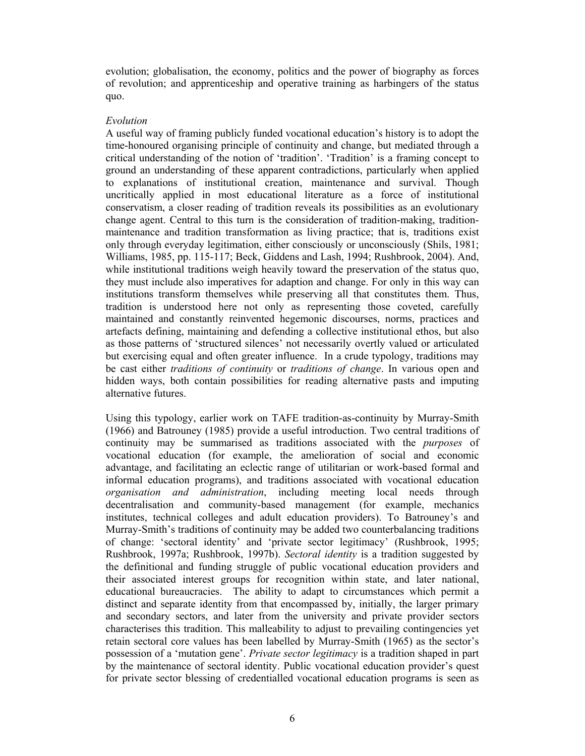evolution; globalisation, the economy, politics and the power of biography as forces of revolution; and apprenticeship and operative training as harbingers of the status quo.

*Evolution*

A useful way of framing publicly funded vocational education's history is to adopt the time-honoured organising principle of continuity and change, but mediated through a critical understanding of the notion of 'tradition'. 'Tradition' is a framing concept to ground an understanding of these apparent contradictions, particularly when applied to explanations of institutional creation, maintenance and survival. Though uncritically applied in most educational literature as a force of institutional conservatism, a closer reading of tradition reveals its possibilities as an evolutionary change agent. Central to this turn is the consideration of tradition-making, tradition-maintenance and tradition transformation as living practice; that is, traditions exist only through everyday legitimation, either consciously or unconsciously (Shils, 1981; Williams, 1985, pp. 115-117; Beck, Giddens and Lash, 1994; Rushbrook, 2004). And, while institutional traditions weigh heavily toward the preservation of the status quo, they must include also imperatives for adaption and change. For only in this way can institutions transform themselves while preserving all that constitutes them. Thus, tradition is understood here not only as representing those coveted, carefully maintained and constantly reinvented hegemonic discourses, norms, practices and artefacts defining, maintaining and defending a collective institutional ethos, but also as those patterns of 'structured silences' not necessarily overtly valued or articulated but exercising equal and often greater influence. In a crude typology, traditions may be cast either *traditions of continuity* or *traditions of change*. In various open and hidden ways, both contain possibilities for reading alternative pasts and imputing alternative futures.

Using this typology, earlier work on TAFE tradition-as-continuity by Murray-Smith (1966) and Batrouney (1985) provide a useful introduction. Two central traditions of continuity may be summarised as traditions associated with the *purposes* of vocational education (for example, the amelioration of social and economic advantage, and facilitating an eclectic range of utilitarian or work-based formal and informal education programs), and traditions associated with vocational education *organisation and administration*, including meeting local needs through decentralisation and community-based management (for example, mechanics institutes, technical colleges and adult education providers). To Batrouney's and Murray-Smith's traditions of continuity may be added two counterbalancing traditions of change: 'sectoral identity' and 'private sector legitimacy' (Rushbrook, 1995; Rushbrook, 1997a; Rushbrook, 1997b). *Sectoral identity* is a tradition suggested by the definitional and funding struggle of public vocational education providers and their associated interest groups for recognition within state, and later national, educational bureaucracies. The ability to adapt to circumstances which permit a distinct and separate identity from that encompassed by, initially, the larger primary and secondary sectors, and later from the university and private provider sectors characterises this tradition. This malleability to adjust to prevailing contingencies yet retain sectoral core values has been labelled by Murray-Smith (1965) as the sector's possession of a 'mutation gene'. *Private sector legitimacy* is a tradition shaped in part by the maintenance of sectoral identity. Public vocational education provider's quest for private sector blessing of credentialled vocational education programs is seen as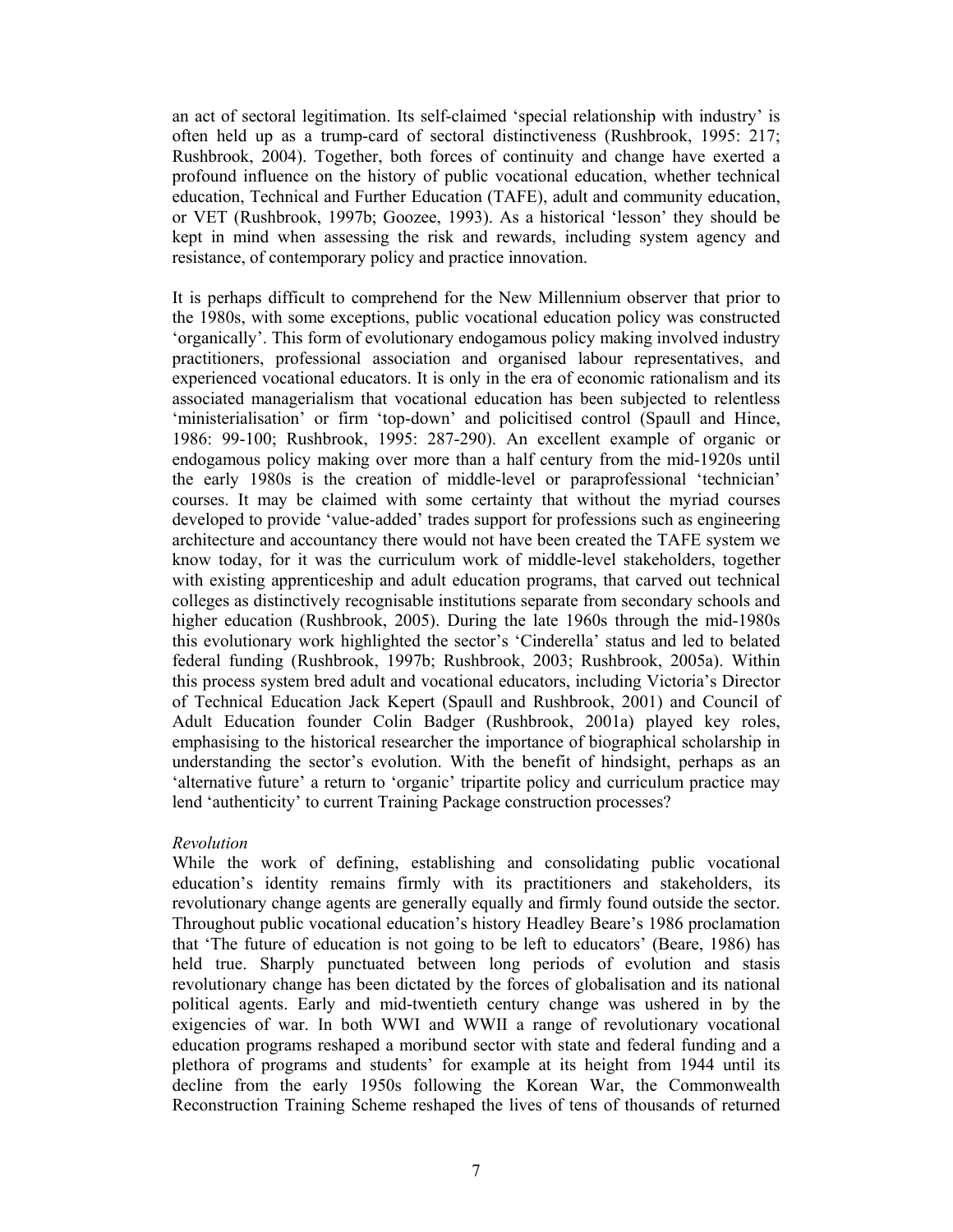an act of sectoral legitimation. Its self-claimed 'special relationship with industry' is often held up as a trump-card of sectoral distinctiveness (Rushbrook, 1995: 217; Rushbrook, 2004). Together, both forces of continuity and change have exerted a profound influence on the history of public vocational education, whether technical education, Technical and Further Education (TAFE), adult and community education, or VET (Rushbrook, 1997b; Goozee, 1993). As a historical 'lesson' they should be kept in mind when assessing the risk and rewards, including system agency and resistance, of contemporary policy and practice innovation.

It is perhaps difficult to comprehend for the New Millennium observer that prior to the 1980s, with some exceptions, public vocational education policy was constructed 'organically'. This form of evolutionary endogamous policy making involved industry practitioners, professional association and organised labour representatives, and experienced vocational educators. It is only in the era of economic rationalism and its associated managerialism that vocational education has been subjected to relentless 'ministerialisation' or firm 'top-down' and policitised control (Spaull and Hince, 1986: 99-100; Rushbrook, 1995: 287-290). An excellent example of organic or endogamous policy making over more than a half century from the mid-1920s until the early 1980s is the creation of middle-level or paraprofessional 'technician' courses. It may be claimed with some certainty that without the myriad courses developed to provide 'value-added' trades support for professions such as engineering architecture and accountancy there would not have been created the TAFE system we know today, for it was the curriculum work of middle-level stakeholders, together with existing apprenticeship and adult education programs, that carved out technical colleges as distinctively recognisable institutions separate from secondary schools and higher education (Rushbrook, 2005). During the late 1960s through the mid-1980s this evolutionary work highlighted the sector's 'Cinderella' status and led to belated federal funding (Rushbrook, 1997b; Rushbrook, 2003; Rushbrook, 2005a). Within this process system bred adult and vocational educators, including Victoria's Director of Technical Education Jack Kepert (Spaull and Rushbrook, 2001) and Council of Adult Education founder Colin Badger (Rushbrook, 2001a) played key roles, emphasising to the historical researcher the importance of biographical scholarship in understanding the sector's evolution. With the benefit of hindsight, perhaps as an 'alternative future' a return to 'organic' tripartite policy and curriculum practice may lend 'authenticity' to current Training Package construction processes?

*Revolution*

While the work of defining, establishing and consolidating public vocational education's identity remains firmly with its practitioners and stakeholders, its revolutionary change agents are generally equally and firmly found outside the sector. Throughout public vocational education's history Headley Beare's 1986 proclamation that 'The future of education is not going to be left to educators' (Beare, 1986) has held true. Sharply punctuated between long periods of evolution and stasis revolutionary change has been dictated by the forces of globalisation and its national political agents. Early and mid-twentieth century change was ushered in by the exigencies of war. In both WWI and WWII a range of revolutionary vocational education programs reshaped a moribund sector with state and federal funding and a plethora of programs and students' for example at its height from 1944 until its decline from the early 1950s following the Korean War, the Commonwealth Reconstruction Training Scheme reshaped the lives of tens of thousands of returned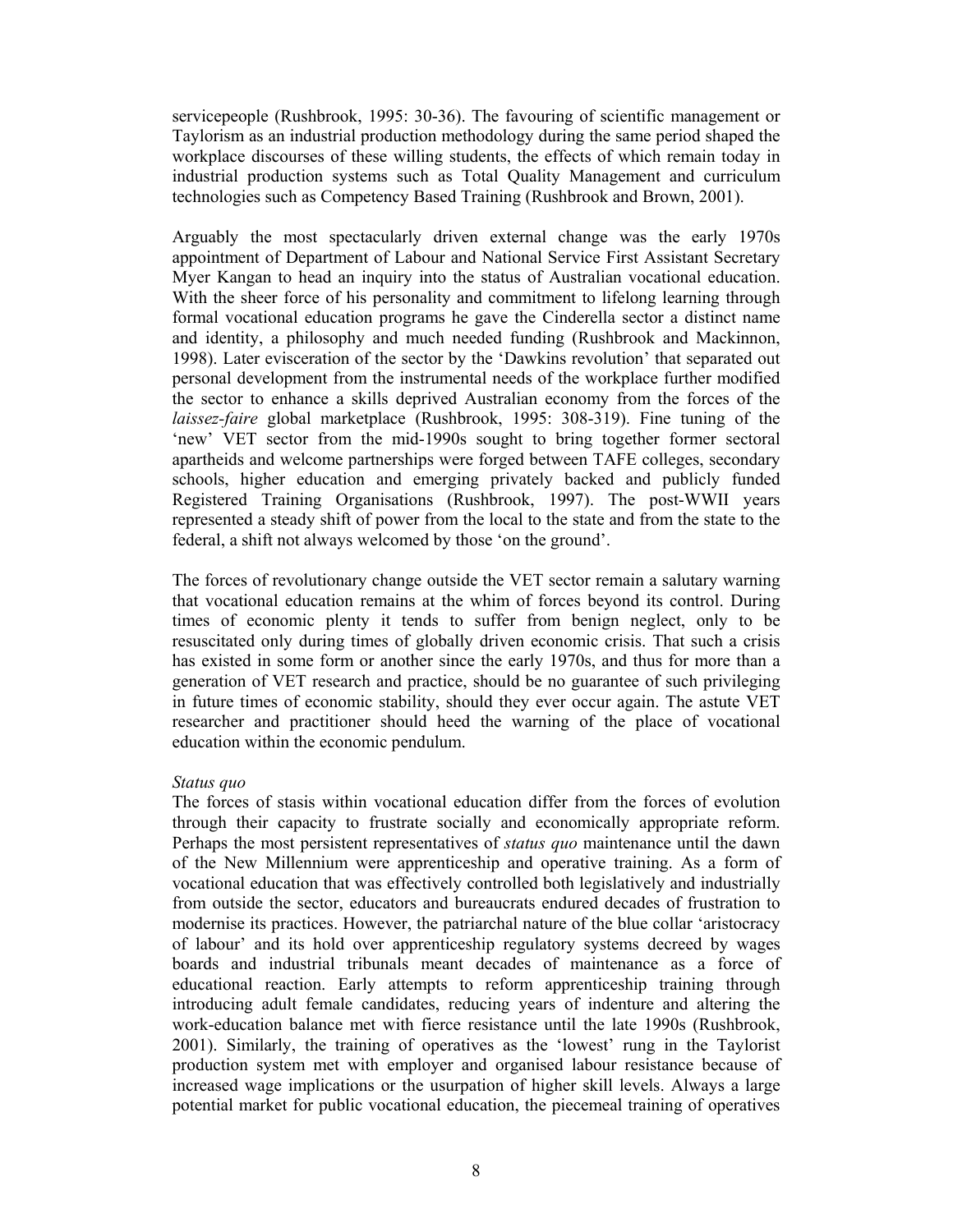servicepeople (Rushbrook, 1995: 30-36). The favouring of scientific management or Taylorism as an industrial production methodology during the same period shaped the workplace discourses of these willing students, the effects of which remain today in industrial production systems such as Total Quality Management and curriculum technologies such as Competency Based Training (Rushbrook and Brown, 2001).

Arguably the most spectacularly driven external change was the early 1970s appointment of Department of Labour and National Service First Assistant Secretary Myer Kangan to head an inquiry into the status of Australian vocational education. With the sheer force of his personality and commitment to lifelong learning through formal vocational education programs he gave the Cinderella sector a distinct name and identity, a philosophy and much needed funding (Rushbrook and Mackinnon, 1998). Later evisceration of the sector by the 'Dawkins revolution' that separated out personal development from the instrumental needs of the workplace further modified the sector to enhance a skills deprived Australian economy from the forces of the *laissez-faire* global marketplace (Rushbrook, 1995: 308-319). Fine tuning of the 'new' VET sector from the mid-1990s sought to bring together former sectoral apartheids and welcome partnerships were forged between TAFE colleges, secondary schools, higher education and emerging privately backed and publicly funded Registered Training Organisations (Rushbrook, 1997). The post-WWII years represented a steady shift of power from the local to the state and from the state to the federal, a shift not always welcomed by those 'on the ground'.

The forces of revolutionary change outside the VET sector remain a salutary warning that vocational education remains at the whim of forces beyond its control. During times of economic plenty it tends to suffer from benign neglect, only to be resuscitated only during times of globally driven economic crisis. That such a crisis has existed in some form or another since the early 1970s, and thus for more than a generation of VET research and practice, should be no guarantee of such privileging in future times of economic stability, should they ever occur again. The astute VET researcher and practitioner should heed the warning of the place of vocational education within the economic pendulum.

*Status quo*

The forces of stasis within vocational education differ from the forces of evolution through their capacity to frustrate socially and economically appropriate reform. Perhaps the most persistent representatives of *status quo* maintenance until the dawn of the New Millennium were apprenticeship and operative training. As a form of vocational education that was effectively controlled both legislatively and industrially from outside the sector, educators and bureaucrats endured decades of frustration to modernise its practices. However, the patriarchal nature of the blue collar 'aristocracy of labour' and its hold over apprenticeship regulatory systems decreed by wages boards and industrial tribunals meant decades of maintenance as a force of educational reaction. Early attempts to reform apprenticeship training through introducing adult female candidates, reducing years of indenture and altering the work-education balance met with fierce resistance until the late 1990s (Rushbrook, 2001). Similarly, the training of operatives as the 'lowest' rung in the Taylorist production system met with employer and organised labour resistance because of increased wage implications or the usurpation of higher skill levels. Always a large potential market for public vocational education, the piecemeal training of operatives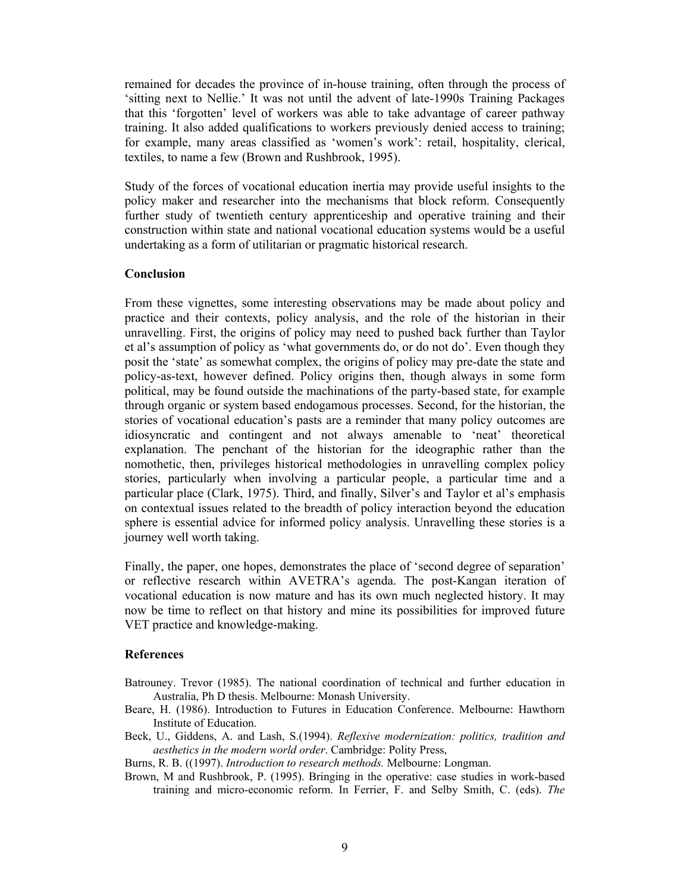remained for decades the province of in-house training, often through the process of 'sitting next to Nellie.' It was not until the advent of late-1990s Training Packages that this 'forgotten' level of workers was able to take advantage of career pathway training. It also added qualifications to workers previously denied access to training; for example, many areas classified as 'women's work': retail, hospitality, clerical, textiles, to name a few (Brown and Rushbrook, 1995).

Study of the forces of vocational education inertia may provide useful insights to the policy maker and researcher into the mechanisms that block reform. Consequently further study of twentieth century apprenticeship and operative training and their construction within state and national vocational education systems would be a useful undertaking as a form of utilitarian or pragmatic historical research.

## Conclusion

From these vignettes, some interesting observations may be made about policy and practice and their contexts, policy analysis, and the role of the historian in their unravelling. First, the origins of policy may need to pushed back further than Taylor et al's assumption of policy as 'what governments do, or do not do'. Even though they posit the 'state' as somewhat complex, the origins of policy may pre-date the state and policy-as-text, however defined. Policy origins then, though always in some form political, may be found outside the machinations of the party-based state, for example through organic or system based endogamous processes. Second, for the historian, the stories of vocational education's pasts are a reminder that many policy outcomes are idiosyncratic and contingent and not always amenable to 'neat' theoretical explanation. The penchant of the historian for the ideographic rather than the nomothetic, then, privileges historical methodologies in unravelling complex policy stories, particularly when involving a particular people, a particular time and a particular place (Clark, 1975). Third, and finally, Silver's and Taylor et al's emphasis on contextual issues related to the breadth of policy interaction beyond the education sphere is essential advice for informed policy analysis. Unravelling these stories is a journey well worth taking.

Finally, the paper, one hopes, demonstrates the place of 'second degree of separation' or reflective research within AVETRA's agenda. The post-Kangan iteration of vocational education is now mature and has its own much neglected history. It may now be time to reflect on that history and mine its possibilities for improved future VET practice and knowledge-making.

## References

Batrouney. Trevor (1985). The national coordination of technical and further education in Australia, Ph D thesis. Melbourne: Monash University.

Beare, H. (1986). Introduction to Futures in Education Conference. Melbourne: Hawthorn Institute of Education.

Beck, U., Giddens, A. and Lash, S.(1994). *Reflexive modernization: politics, tradition and aesthetics in the modern world order*. Cambridge: Polity Press,

Burns, R. B. ((1997). *Introduction to research methods.* Melbourne: Longman.

Brown, M and Rushbrook, P. (1995). Bringing in the operative: case studies in work-based training and micro-economic reform. In Ferrier, F. and Selby Smith, C. (eds). *The*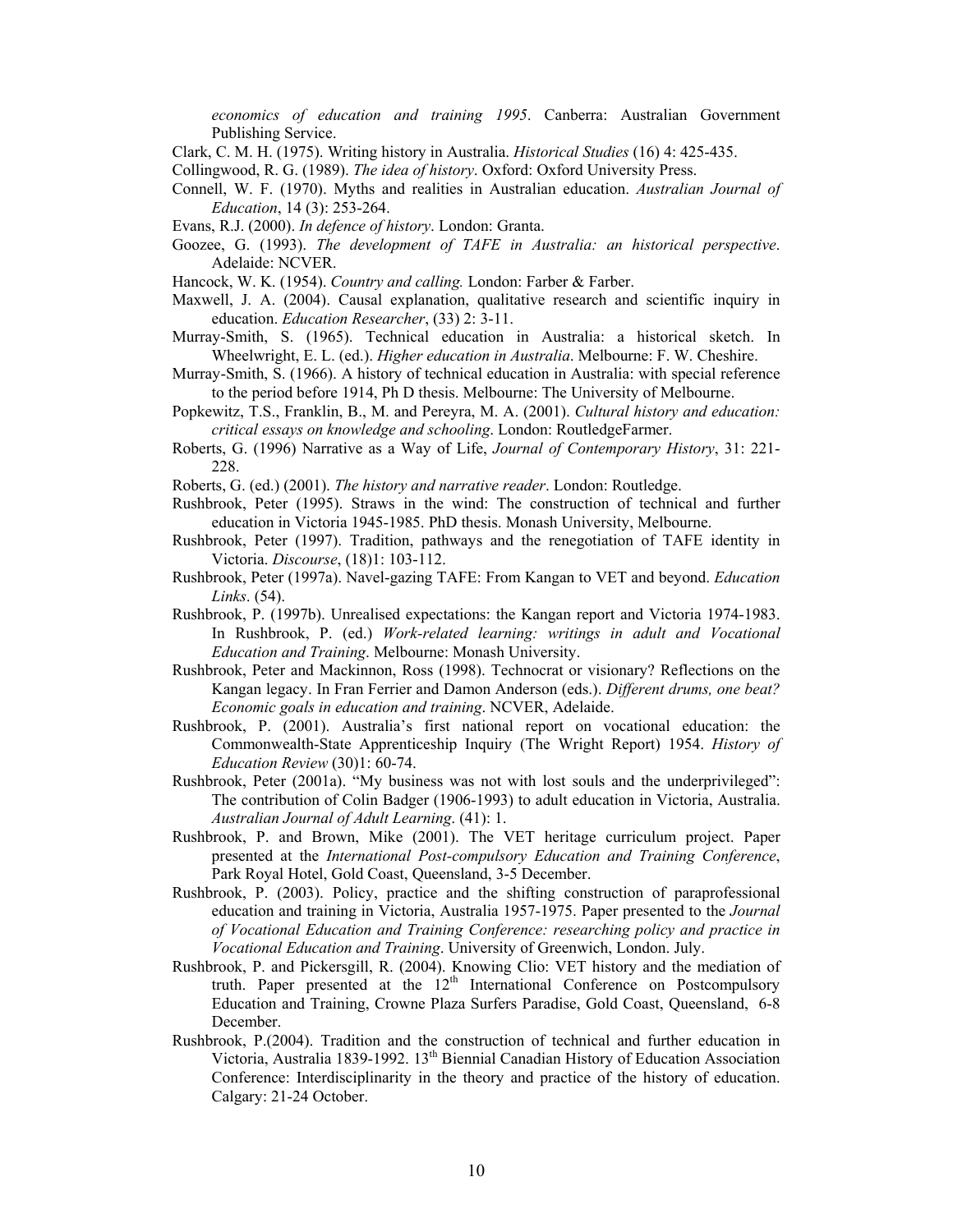*economics of education and training 1995*. Canberra: Australian Government Publishing Service.

Clark, C. M. H. (1975). Writing history in Australia. *Historical Studies* (16) 4: 425-435.

Collingwood, R. G. (1989). *The idea of history*. Oxford: Oxford University Press.

Connell, W. F. (1970). Myths and realities in Australian education. *Australian Journal of Education*, 14 (3): 253-264.

Evans, R.J. (2000). *In defence of history*. London: Granta.

Goozee, G. (1993). *The development of TAFE in Australia: an historical perspective*. Adelaide: NCVER.

Hancock, W. K. (1954). *Country and calling.* London: Farber & Farber.

Maxwell, J. A. (2004). Causal explanation, qualitative research and scientific inquiry in education. *Education Researcher*, (33) 2: 3-11.

Murray-Smith, S. (1965). Technical education in Australia: a historical sketch. In Wheelwright, E. L. (ed.). *Higher education in Australia*. Melbourne: F. W. Cheshire.

Murray-Smith, S. (1966). A history of technical education in Australia: with special reference to the period before 1914, Ph D thesis. Melbourne: The University of Melbourne.

Popkewitz, T.S., Franklin, B., M. and Pereyra, M. A. (2001). *Cultural history and education: critical essays on knowledge and schooling*. London: RoutledgeFarmer.

Roberts, G. (1996) Narrative as a Way of Life, *Journal of Contemporary History*, 31: 221-228.

Roberts, G. (ed.) (2001). *The history and narrative reader*. London: Routledge.

Rushbrook, Peter (1995). Straws in the wind: The construction of technical and further education in Victoria 1945-1985. PhD thesis. Monash University, Melbourne.

Rushbrook, Peter (1997). Tradition, pathways and the renegotiation of TAFE identity in Victoria. *Discourse*, (18)1: 103-112.

Rushbrook, Peter (1997a). Navel-gazing TAFE: From Kangan to VET and beyond. *Education Links*. (54).

Rushbrook, P. (1997b). Unrealised expectations: the Kangan report and Victoria 1974-1983. In Rushbrook, P. (ed.) *Work-related learning: writings in adult and Vocational Education and Training*. Melbourne: Monash University.

Rushbrook, Peter and Mackinnon, Ross (1998). Technocrat or visionary? Reflections on the Kangan legacy. In Fran Ferrier and Damon Anderson (eds.). *Different drums, one beat? Economic goals in education and training*. NCVER, Adelaide.

Rushbrook, P. (2001). Australia's first national report on vocational education: the Commonwealth-State Apprenticeship Inquiry (The Wright Report) 1954. *History of Education Review* (30)1: 60-74.

Rushbrook, Peter (2001a). "My business was not with lost souls and the underprivileged": The contribution of Colin Badger (1906-1993) to adult education in Victoria, Australia. *Australian Journal of Adult Learning*. (41): 1.

Rushbrook, P. and Brown, Mike (2001). The VET heritage curriculum project. Paper presented at the *International Post-compulsory Education and Training Conference*, Park Royal Hotel, Gold Coast, Queensland, 3-5 December.

Rushbrook, P. (2003). Policy, practice and the shifting construction of paraprofessional education and training in Victoria, Australia 1957-1975. Paper presented to the *Journal of Vocational Education and Training Conference: researching policy and practice in Vocational Education and Training*. University of Greenwich, London. July.

Rushbrook, P. and Pickersgill, R. (2004). Knowing Clio: VET history and the mediation of truth. Paper presented at the 12th International Conference on Postcompulsory Education and Training, Crowne Plaza Surfers Paradise, Gold Coast, Queensland, 6-8 December.

Rushbrook, P.(2004). Tradition and the construction of technical and further education in Victoria, Australia 1839-1992. 13th Biennial Canadian History of Education Association Conference: Interdisciplinarity in the theory and practice of the history of education. Calgary: 21-24 October.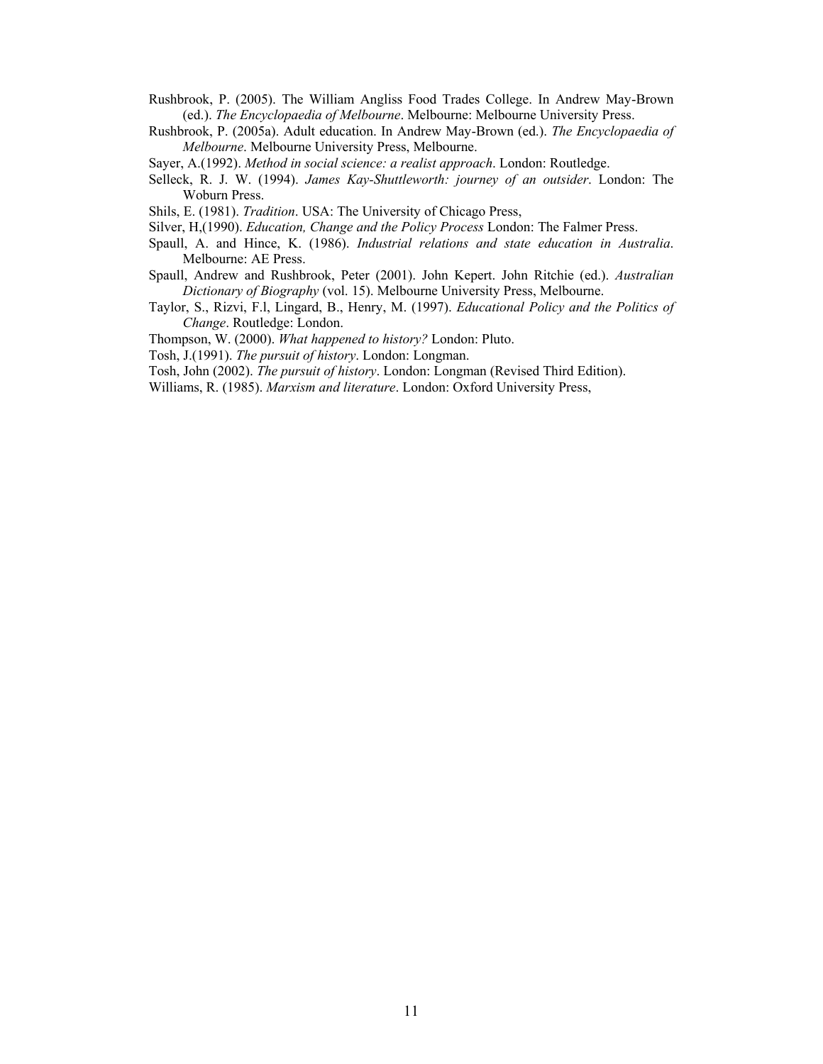Rushbrook, P. (2005). The William Angliss Food Trades College. In Andrew May-Brown (ed.). *The Encyclopaedia of Melbourne*. Melbourne: Melbourne University Press.

Rushbrook, P. (2005a). Adult education. In Andrew May-Brown (ed.). *The Encyclopaedia of Melbourne*. Melbourne University Press, Melbourne.

Sayer, A.(1992). *Method in social science: a realist approach*. London: Routledge.

Selleck, R. J. W. (1994). *James Kay-Shuttleworth: journey of an outsider*. London: The Woburn Press.

Shils, E. (1981). *Tradition*. USA: The University of Chicago Press,

Silver, H,(1990). *Education, Change and the Policy Process* London: The Falmer Press.

Spaull, A. and Hince, K. (1986). *Industrial relations and state education in Australia*. Melbourne: AE Press.

Spaull, Andrew and Rushbrook, Peter (2001). John Kepert. John Ritchie (ed.). *Australian Dictionary of Biography* (vol. 15). Melbourne University Press, Melbourne.

Taylor, S., Rizvi, F.l, Lingard, B., Henry, M. (1997). *Educational Policy and the Politics of Change*. Routledge: London.

Thompson, W. (2000). *What happened to history?* London: Pluto.

Tosh, J.(1991). *The pursuit of history*. London: Longman.

Tosh, John (2002). *The pursuit of history*. London: Longman (Revised Third Edition).

Williams, R. (1985). *Marxism and literature*. London: Oxford University Press,